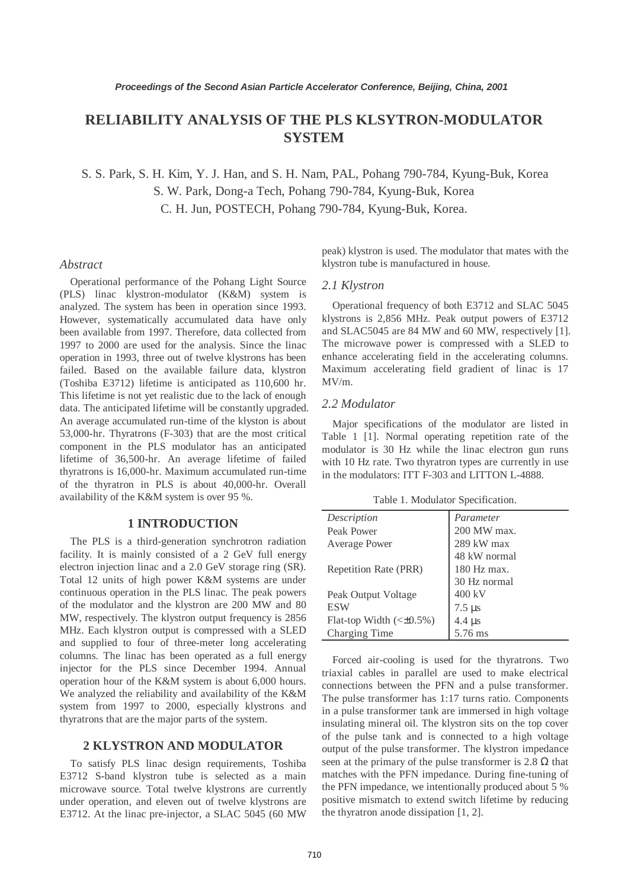# RELIABILITY ANALYSIS OF THE PLS KLSYTRON-MODULATOR SYSTEM

S. S. Park, S. H. Kim, Y. J. Han, and S. H. Nam, PAL, Pohang 790-784, Kyung-Buk, Korea
S. W. Park, Dong-a Tech, Pohang 790-784, Kyung-Buk, Korea
C. H. Jun, POSTECH, Pohang 790-784, Kyung-Buk, Korea.

## *Abstract*

Operational performance of the Pohang Light Source (PLS) linac klystron-modulator (K&M) system is analyzed. The system has been in operation since 1993. However, systematically accumulated data have only been available from 1997. Therefore, data collected from 1997 to 2000 are used for the analysis. Since the linac operation in 1993, three out of twelve klystrons has been failed. Based on the available failure data, klystron (Toshiba E3712) lifetime is anticipated as 110,600 hr. This lifetime is not yet realistic due to the lack of enough data. The anticipated lifetime will be constantly upgraded. An average accumulated run-time of the klyston is about 53,000-hr. Thyratrons (F-303) that are the most critical component in the PLS modulator has an anticipated lifetime of 36,500-hr. An average lifetime of failed thyratrons is 16,000-hr. Maximum accumulated run-time of the thyratron in PLS is about 40,000-hr. Overall availability of the K&M system is over 95 %.

## 1 INTRODUCTION

The PLS is a third-generation synchrotron radiation facility. It is mainly consisted of a 2 GeV full energy electron injection linac and a 2.0 GeV storage ring (SR). Total 12 units of high power K&M systems are under continuous operation in the PLS linac. The peak powers of the modulator and the klystron are 200 MW and 80 MW, respectively. The klystron output frequency is 2856 MHz. Each klystron output is compressed with a SLED and supplied to four of three-meter long accelerating columns. The linac has been operated as a full energy injector for the PLS since December 1994. Annual operation hour of the K&M system is about 6,000 hours. We analyzed the reliability and availability of the K&M system from 1997 to 2000, especially klystrons and thyratrons that are the major parts of the system.

## 2 KLYSTRON AND MODULATOR

To satisfy PLS linac design requirements, Toshiba E3712 S-band klystron tube is selected as a main microwave source. Total twelve klystrons are currently under operation, and eleven out of twelve klystrons are E3712. At the linac pre-injector, a SLAC 5045 (60 MW peak) klystron is used. The modulator that mates with the klystron tube is manufactured in house.

### *2.1 Klystron*

Operational frequency of both E3712 and SLAC 5045 klystrons is 2,856 MHz. Peak output powers of E3712 and SLAC5045 are 84 MW and 60 MW, respectively [1]. The microwave power is compressed with a SLED to enhance accelerating field in the accelerating columns. Maximum accelerating field gradient of linac is 17 MV/m.

### *2.2 Modulator*

Major specifications of the modulator are listed in Table 1 [1]. Normal operating repetition rate of the modulator is 30 Hz while the linac electron gun runs with 10 Hz rate. Two thyratron types are currently in use in the modulators: ITT F-303 and LITTON L-4888.

Table 1. Modulator Specification.

| *Description* | *Parameter* |
|---|---|
| Peak Power | 200 MW max. |
| Average Power | 289 kW max |
| | 48 kW normal |
| Repetition Rate (PRR) | 180 Hz max. |
| | 30 Hz normal |
| Peak Output Voltage | 400 kV |
| ESW | 7.5 μs |
| Flat-top Width (<±0.5%) | 4.4 μs |
| Charging Time | 5.76 ms |

Forced air-cooling is used for the thyratrons. Two triaxial cables in parallel are used to make electrical connections between the PFN and a pulse transformer. The pulse transformer has 1:17 turns ratio. Components in a pulse transformer tank are immersed in high voltage insulating mineral oil. The klystron sits on the top cover of the pulse tank and is connected to a high voltage output of the pulse transformer. The klystron impedance seen at the primary of the pulse transformer is 2.8 Ω that matches with the PFN impedance. During fine-tuning of the PFN impedance, we intentionally produced about 5 % positive mismatch to extend switch lifetime by reducing the thyratron anode dissipation [1, 2].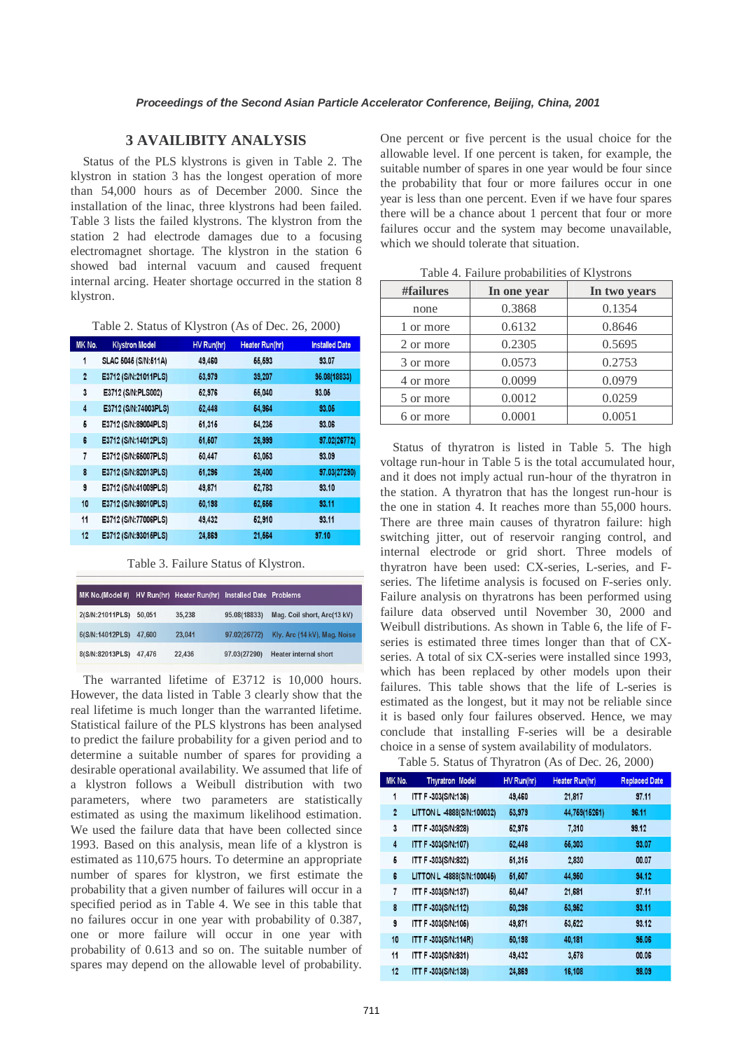## 3 AVAILIBITY ANALYSIS

Status of the PLS klystrons is given in Table 2. The klystron in station 3 has the longest operation of more than 54,000 hours as of December 2000. Since the installation of the linac, three klystrons had been failed. Table 3 lists the failed klystrons. The klystron from the station 2 had electrode damages due to a focusing electromagnet shortage. The klystron in the station 6 showed bad internal vacuum and caused frequent internal arcing. Heater shortage occurred in the station 8 klystron.

Table 2. Status of Klystron (As of Dec. 26, 2000)

| MK No. | Klystron Model | HV Run(hr) | Heater Run(hr) | Installed Date |
|---|---|---|---|---|
| 1 | SLAC 5045 (S/N:511A) | 49,460 | 55,593 | 93.07 |
| 2 | E3712 (S/N:21011PLS) | 53,979 | 39,207 | 95.08(18833) |
| 3 | E3712 (S/N:PLS002) | 52,976 | 55,040 | 93.05 |
| 4 | E3712 (S/N:74003PLS) | 52,448 | 54,964 | 93.05 |
| 5 | E3712 (S/N:89004PLS) | 51,316 | 54,236 | 93.06 |
| 6 | E3712 (S/N:14012PLS) | 51,607 | 26,999 | 97.02(26772) |
| 7 | E3712 (S/N:65007PLS) | 50,447 | 53,053 | 93.09 |
| 8 | E3712 (S/N:82013PLS) | 61,296 | 26,400 | 97.03(27290) |
| 9 | E3712 (S/N:41009PLS) | 49,871 | 52,783 | 93.10 |
| 10 | E3712 (S/N:98010PLS) | 50,198 | 52,656 | 93.11 |
| 11 | E3712 (S/N:77006PLS) | 49,432 | 52,910 | 93.11 |
| 12 | E3712 (S/N:93016PLS) | 24,869 | 21,564 | 97.10 |

Table 3. Failure Status of Klystron.

| MK No.(Model #) | HV Run(hr) | Heater Run(hr) | Installed Date | Problems |
|---|---|---|---|---|
| 2(S/N:21011PLS) | 50,051 | 35,238 | 95.08(18833) | Mag. Coil short, Arc(13 kV) |
| 6(S/N:14012PLS) | 47,600 | 23,041 | 97.02(26772) | Kly. Arc (14 kV), Mag. Noise |
| 8(S/N:82013PLS) | 47,476 | 22,436 | 97.03(27290) | Heater internal short |

The warranted lifetime of E3712 is 10,000 hours. However, the data listed in Table 3 clearly show that the real lifetime is much longer than the warranted lifetime. Statistical failure of the PLS klystrons has been analysed to predict the failure probability for a given period and to determine a suitable number of spares for providing a desirable operational availability. We assumed that life of a klystron follows a Weibull distribution with two parameters, where two parameters are statistically estimated as using the maximum likelihood estimation. We used the failure data that have been collected since 1993. Based on this analysis, mean life of a klystron is estimated as 110,675 hours. To determine an appropriate number of spares for klystron, we first estimate the probability that a given number of failures will occur in a specified period as in Table 4. We see in this table that no failures occur in one year with probability of 0.387, one or more failure will occur in one year with probability of 0.613 and so on. The suitable number of spares may depend on the allowable level of probability. One percent or five percent is the usual choice for the allowable level. If one percent is taken, for example, the suitable number of spares in one year would be four since the probability that four or more failures occur in one year is less than one percent. Even if we have four spares there will be a chance about 1 percent that four or more failures occur and the system may become unavailable, which we should tolerate that situation.

Table 4. Failure probabilities of Klystrons

| #failures | In one year | In two years |
|---|---|---|
| none | 0.3868 | 0.1354 |
| 1 or more | 0.6132 | 0.8646 |
| 2 or more | 0.2305 | 0.5695 |
| 3 or more | 0.0573 | 0.2753 |
| 4 or more | 0.0099 | 0.0979 |
| 5 or more | 0.0012 | 0.0259 |
| 6 or more | 0.0001 | 0.0051 |

Status of thyratron is listed in Table 5. The high voltage run-hour in Table 5 is the total accumulated hour, and it does not imply actual run-hour of the thyratron in the station. A thyratron that has the longest run-hour is the one in station 4. It reaches more than 55,000 hours. There are three main causes of thyratron failure: high switching jitter, out of reservoir ranging control, and internal electrode or grid short. Three models of thyratron have been used: CX-series, L-series, and F-series. The lifetime analysis is focused on F-series only. Failure analysis on thyratrons has been performed using failure data observed until November 30, 2000 and Weibull distributions. As shown in Table 6, the life of F-series is estimated three times longer than that of CX-series. A total of six CX-series were installed since 1993, which has been replaced by other models upon their failures. This table shows that the life of L-series is estimated as the longest, but it may not be reliable since it is based only four failures observed. Hence, we may conclude that installing F-series will be a desirable choice in a sense of system availability of modulators.

Table 5. Status of Thyratron (As of Dec. 26, 2000)

| MK No. | Thyratron Model | HV Run(hr) | Heater Run(hr) | Replaced Date |
|---|---|---|---|---|
| 1 | ITT F-303(S/N:136) | 49,460 | 21,817 | 97.11 |
| 2 | LITTON L-4888(S/N:100032) | 53,979 | 44,759(15261) | 96.11 |
| 3 | ITT F-303(S/N:828) | 52,976 | 7,310 | 99.12 |
| 4 | ITT F-303(S/N:107) | 52,448 | 55,303 | 93.07 |
| 5 | ITT F-303(S/N:832) | 51,316 | 2,830 | 00.07 |
| 6 | LITTON L-4888(S/N:100046) | 51,607 | 44,950 | 94.12 |
| 7 | ITT F-303(S/N:137) | 50,447 | 21,681 | 97.11 |
| 8 | ITT F-303(S/N:112) | 50,296 | 53,952 | 93.11 |
| 9 | ITT F-303(S/N:106) | 49,871 | 53,622 | 93.12 |
| 10 | ITT F-303(S/N:114R) | 50,198 | 40,181 | 95.06 |
| 11 | ITT F-303(S/N:831) | 49,432 | 3,578 | 00.06 |
| 12 | ITT F-303(S/N:138) | 24,869 | 16,108 | 98.09 |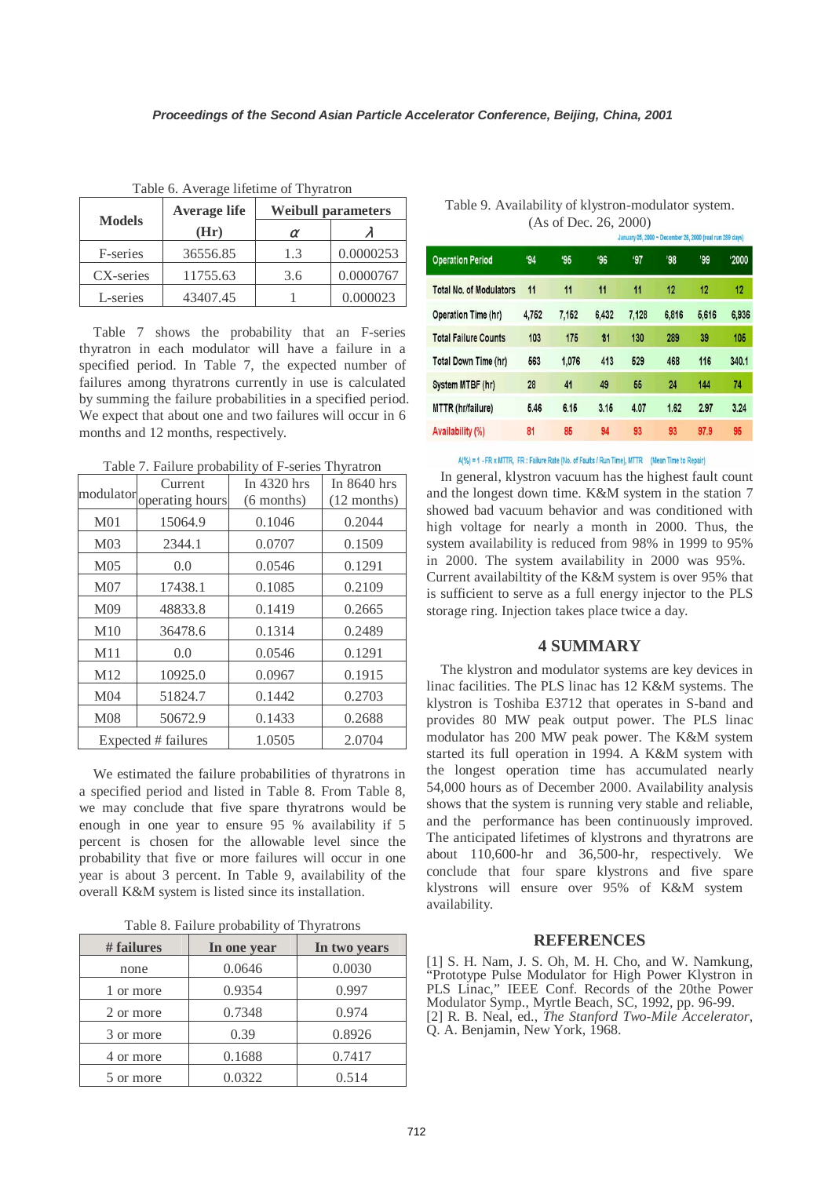Table 6. Average lifetime of Thyratron

| Models | Average life (Hr) | Weibull parameters | |
|---|---|---|---|
| | | $\alpha$ | $\lambda$ |
| F-series | 36556.85 | 1.3 | 0.0000253 |
| CX-series | 11755.63 | 3.6 | 0.0000767 |
| L-series | 43407.45 | 1 | 0.000023 |

Table 7 shows the probability that an F-series thyratron in each modulator will have a failure in a specified period. In Table 7, the expected number of failures among thyratrons currently in use is calculated by summing the failure probabilities in a specified period. We expect that about one and two failures will occur in 6 months and 12 months, respectively.

Table 7. Failure probability of F-series Thyratron

| modulator | Current operating hours | In 4320 hrs (6 months) | In 8640 hrs (12 months) |
|---|---|---|---|
| M01 | 15064.9 | 0.1046 | 0.2044 |
| M03 | 2344.1 | 0.0707 | 0.1509 |
| M05 | 0.0 | 0.0546 | 0.1291 |
| M07 | 17438.1 | 0.1085 | 0.2109 |
| M09 | 48833.8 | 0.1419 | 0.2665 |
| M10 | 36478.6 | 0.1314 | 0.2489 |
| M11 | 0.0 | 0.0546 | 0.1291 |
| M12 | 10925.0 | 0.0967 | 0.1915 |
| M04 | 51824.7 | 0.1442 | 0.2703 |
| M08 | 50672.9 | 0.1433 | 0.2688 |
| Expected # failures | | 1.0505 | 2.0704 |

We estimated the failure probabilities of thyratrons in a specified period and listed in Table 8. From Table 8, we may conclude that five spare thyratrons would be enough in one year to ensure 95 % availability if 5 percent is chosen for the allowable level since the probability that five or more failures will occur in one year is about 3 percent. In Table 9, availability of the overall K&M system is listed since its installation.

Table 8. Failure probability of Thyratrons

| # failures | In one year | In two years |
|---|---|---|
| none | 0.0646 | 0.0030 |
| 1 or more | 0.9354 | 0.997 |
| 2 or more | 0.7348 | 0.974 |
| 3 or more | 0.39 | 0.8926 |
| 4 or more | 0.1688 | 0.7417 |
| 5 or more | 0.0322 | 0.514 |

Table 9. Availability of klystron-modulator system. (As of Dec. 26, 2000)

January 05, 2000 ~ December 26, 2000 (real run 299 days)

| Operation Period | '94 | '95 | '96 | '97 | '98 | '99 | '2000 |
|---|---|---|---|---|---|---|---|
| Total No. of Modulators | 11 | 11 | 11 | 11 | 12 | 12 | 12 |
| Operation Time (hr) | 4,762 | 7,152 | 6,432 | 7,128 | 6,816 | 5,616 | 6,936 |
| Total Failure Counts | 103 | 175 | 81 | 130 | 289 | 39 | 105 |
| Total Down Time (hr) | 563 | 1,076 | 413 | 529 | 468 | 116 | 340.1 |
| System MTBF (hr) | 28 | 41 | 49 | 55 | 24 | 144 | 74 |
| MTTR (hr/failure) | 5.46 | 6.15 | 3.15 | 4.07 | 1.62 | 2.97 | 3.24 |
| Availability (%) | 81 | 85 | 94 | 93 | 93 | 97.9 | 95 |

A(%) = 1 - FR x MTTR, FR : Failure Rate (No. of Faults / Run Time), MTTR (Mean Time to Repair)

In general, klystron vacuum has the highest fault count and the longest down time. K&M system in the station 7 showed bad vacuum behavior and was conditioned with high voltage for nearly a month in 2000. Thus, the system availability is reduced from 98% in 1999 to 95% in 2000. The system availability in 2000 was 95%. Current availabiltiy of the K&M system is over 95% that is sufficient to serve as a full energy injector to the PLS storage ring. Injection takes place twice a day.

## 4 SUMMARY

The klystron and modulator systems are key devices in linac facilities. The PLS linac has 12 K&M systems. The klystron is Toshiba E3712 that operates in S-band and provides 80 MW peak output power. The PLS linac modulator has 200 MW peak power. The K&M system started its full operation in 1994. A K&M system with the longest operation time has accumulated nearly 54,000 hours as of December 2000. Availability analysis shows that the system is running very stable and reliable, and the performance has been continuously improved. The anticipated lifetimes of klystrons and thyratrons are about 110,600-hr and 36,500-hr, respectively. We conclude that four spare klystrons and five spare klystrons will ensure over 95% of K&M system availability.

## REFERENCES

[1] S. H. Nam, J. S. Oh, M. H. Cho, and W. Namkung, "Prototype Pulse Modulator for High Power Klystron in PLS Linac," IEEE Conf. Records of the 20the Power Modulator Symp., Myrtle Beach, SC, 1992, pp. 96-99.

[2] R. B. Neal, ed., *The Stanford Two-Mile Accelerator*, Q. A. Benjamin, New York, 1968.